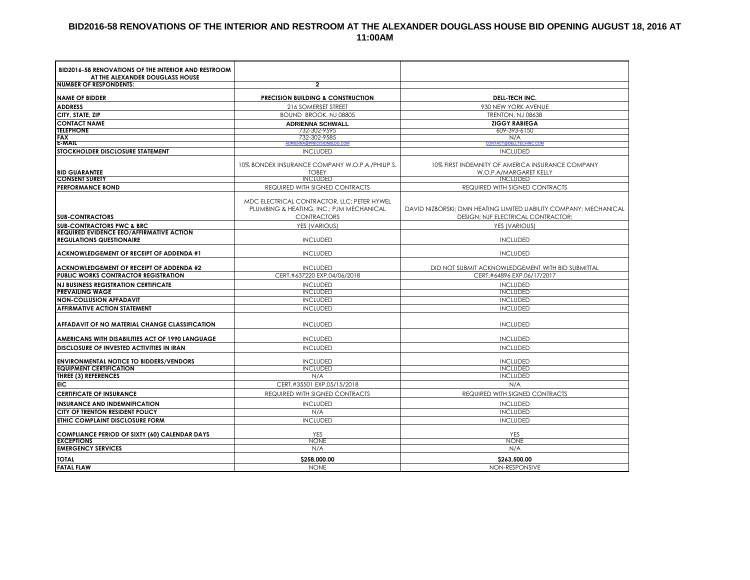# BID2016-58 RENOVATIONS OF THE INTERIOR AND RESTROOM AT THE ALEXANDER DOUGLASS HOUSE BID OPENING AUGUST 18, 2016 AT 11:00AM

| BID2016-58 RENOVATIONS OF THE INTERIOR AND RESTROOM AT THE ALEXANDER DOUGLASS HOUSE | | |
|---|---|---|
| **NUMBER OF RESPONDENTS:** | **2** | |
| **NAME OF BIDDER** | **PRECISION BUILDING & CONSTRUCTION** | **DELL-TECH INC.** |
| **ADDRESS** | 216 SOMERSET STREET | 930 NEW YORK AVENUE |
| **CITY, STATE, ZIP** | BOUND BROOK, NJ 08805 | TRENTON, NJ 08638 |
| **CONTACT NAME** | **ADRIENNA SCHWALL** | **ZIGGY RABIEGA** |
| **TELEPHONE** | 732-302-9595 | 609-393-6150 |
| **FAX** | 732-302-9585 | N/A |
| **E-MAIL** | ADRIENNA@PRECISIONBLDG.COM | CONTACT@DELLTECHINC.COM |
| **STOCKHOLDER DISCLOSURE STATEMENT** | INCLUDED | INCLUDED |
| **BID GUARANTEE** | 10% BONDEX INSURANCE COMPANY W.O.P.A./PHILIP S. TOBEY | 10% FIRST INDEMNITY OF AMERICA INSURANCE COMPANY W.O.P.A/MARGARET KELLY |
| **CONSENT SURETY** | INCLUDED | INCLUDED |
| **PERFORMANCE BOND** | REQUIRED WITH SIGNED CONTRACTS | REQUIRED WITH SIGNED CONTRACTS |
| **SUB-CONTRACTORS** | MDC ELECTRICAL CONTRACTOR, LLC; PETER HYWEL PLUMBING & HEATING, INC.; PJM MECHANICAL CONTRACTORS | DAVID NIZBORSKI; DMN HEATING LIMITED LIABILITY COMPANY; MECHANICAL DESIGN; NJF ELECTRICAL CONTRACTOR; |
| **SUB-CONTRACTORS PWC & BRC** | YES (VARIOUS) | YES (VARIOUS) |
| **REQUIRED EVIDENCE EEO/AFFIRMATIVE ACTION REGULATIONS QUESTIONAIRE** | INCLUDED | INCLUDED |
| **ACKNOWLEDGEMENT OF RECEIPT OF ADDENDA #1** | INCLUDED | INCLUDED |
| **ACKNOWLEDGEMENT OF RECEIPT OF ADDENDA #2** | INCLUDED | DID NOT SUBMIT ACKNOWLEDGEMENT WITH BID SUBMITTAL |
| **PUBLIC WORKS CONTRACTOR REGISTRATION** | CERT.#637220 EXP.04/06/2018 | CERT.#64896 EXP.06/17/2017 |
| **NJ BUSINESS REGISTRATION CERTIFICATE** | INCLUDED | INCLUDED |
| **PREVAILING WAGE** | INCLUDED | INCLUDED |
| **NON-COLLUSION AFFADAVIT** | INCLUDED | INCLUDED |
| **AFFIRMATIVE ACTION STATEMENT** | INCLUDED | INCLUDED |
| **AFFADAVIT OF NO MATERIAL CHANGE CLASSIFICATION** | INCLUDED | INCLUDED |
| **AMERICANS WITH DISABILITIES ACT OF 1990 LANGUAGE** | INCLUDED | INCLUDED |
| **DISCLOSURE OF INVESTED ACTIVITIES IN IRAN** | INCLUDED | INCLUDED |
| **ENVIRONMENTAL NOTICE TO BIDDERS/VENDORS** | INCLUDED | INCLUDED |
| **EQUIPMENT CERTIFICATION** | INCLUDED | INCLUDED |
| **THREE (3) REFERENCES** | N/A | INCLUDED |
| **EIC** | CERT.#35501 EXP.05/15/2018 | N/A |
| **CERTIFICATE OF INSURANCE** | REQUIRED WITH SIGNED CONTRACTS | REQUIRED WITH SIGNED CONTRACTS |
| **INSURANCE AND INDEMNIFICATION** | INCLUDED | INCLUDED |
| **CITY OF TRENTON RESIDENT POLICY** | N/A | INCLUDED |
| **ETHIC COMPLAINT DISCLOSURE FORM** | INCLUDED | INCLUDED |
| **COMPLIANCE PERIOD OF SIXTY (60) CALENDAR DAYS** | YES | YES |
| **EXCEPTIONS** | NONE | NONE |
| **EMERGENCY SERVICES** | N/A | N/A |
| **TOTAL** | **$258,000.00** | **$263,500.00** |
| **FATAL FLAW** | NONE | NON-RESPONSIVE |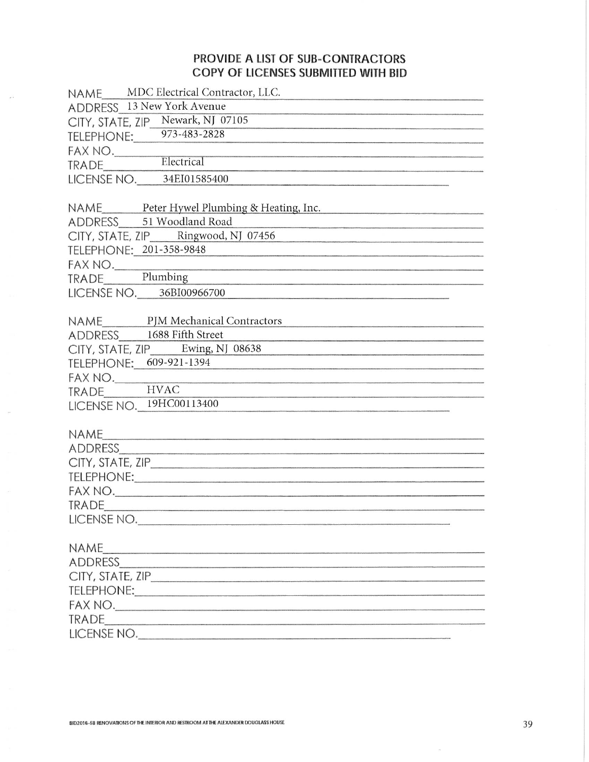## PROVIDE A LIST OF SUB-CONTRACTORS
## COPY OF LICENSES SUBMITTED WITH BID

NAME MDC Electrical Contractor, LLC.
ADDRESS 13 New York Avenue
CITY, STATE, ZIP Newark, NJ 07105
TELEPHONE: 973-483-2828
FAX NO.
TRADE Electrical
LICENSE NO. 34EI01585400

NAME Peter Hywel Plumbing & Heating, Inc.
ADDRESS 51 Woodland Road
CITY, STATE, ZIP Ringwood, NJ 07456
TELEPHONE: 201-358-9848
FAX NO.
TRADE Plumbing
LICENSE NO. 36BI00966700

NAME PJM Mechanical Contractors
ADDRESS 1688 Fifth Street
CITY, STATE, ZIP Ewing, NJ 08638
TELEPHONE: 609-921-1394
FAX NO.
TRADE HVAC
LICENSE NO. 19HC00113400

NAME
ADDRESS
CITY, STATE, ZIP
TELEPHONE:
FAX NO.
TRADE
LICENSE NO.

NAME
ADDRESS
CITY, STATE, ZIP
TELEPHONE:
FAX NO.
TRADE
LICENSE NO.

BID2016-58 RENOVATIONS OF THE INTERIOR AND RESTROOM AT THE ALEXANDER DOUGLASS HOUSE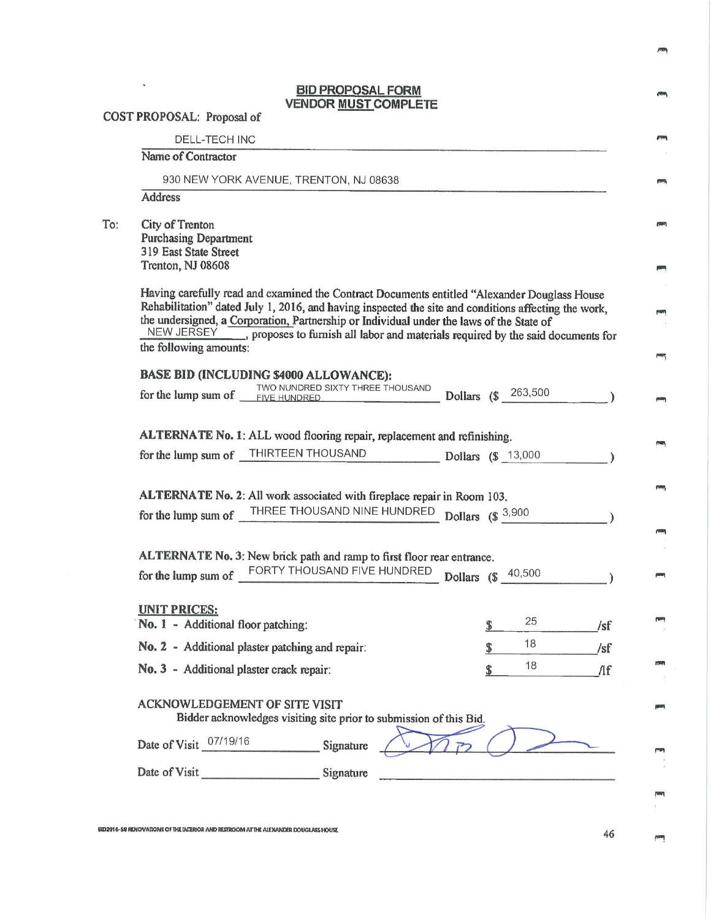**BID PROPOSAL FORM**
**VENDOR MUST COMPLETE**

COST PROPOSAL: Proposal of

DELL-TECH INC
Name of Contractor

930 NEW YORK AVENUE, TRENTON, NJ 08638
Address

To: City of Trenton
Purchasing Department
319 East State Street
Trenton, NJ 08608

Having carefully read and examined the Contract Documents entitled "Alexander Douglass House Rehabilitation" dated July 1, 2016, and having inspected the site and conditions affecting the work, the undersigned, a Corporation, Partnership or Individual under the laws of the State of NEW JERSEY, proposes to furnish all labor and materials required by the said documents for the following amounts:

**BASE BID (INCLUDING $4000 ALLOWANCE):**

for the lump sum of TWO NUNDRED SIXTY THREE THOUSAND FIVE HUNDRED Dollars ($ 263,500 )

**ALTERNATE No. 1**: ALL wood flooring repair, replacement and refinishing.

for the lump sum of THIRTEEN THOUSAND Dollars ($ 13,000 )

**ALTERNATE No. 2**: All work associated with fireplace repair in Room 103.

for the lump sum of THREE THOUSAND NINE HUNDRED Dollars ($ 3,900 )

**ALTERNATE No. 3**: New brick path and ramp to first floor rear entrance.

for the lump sum of FORTY THOUSAND FIVE HUNDRED Dollars ($ 40,500 )

**UNIT PRICES:**

| | | |
|---|---|---|
| **No. 1** - Additional floor patching: | $ 25 | /sf |
| **No. 2** - Additional plaster patching and repair: | $ 18 | /sf |
| **No. 3** - Additional plaster crack repair: | $ 18 | /lf |

ACKNOWLEDGEMENT OF SITE VISIT

Bidder acknowledges visiting site prior to submission of this Bid.

Date of Visit 07/19/16 Signature [signature]

Date of Visit ____________ Signature ____________

BID2016-58 RENOVATIONS OF THE INTERIOR AND RESTROOM AT THE ALEXANDER DOUGLASS HOUSE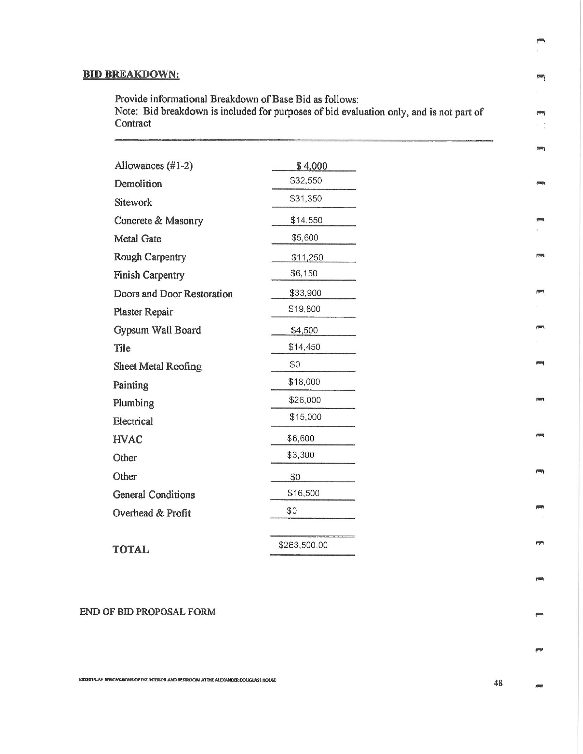## BID BREAKDOWN:

Provide informational Breakdown of Base Bid as follows:
Note: Bid breakdown is included for purposes of bid evaluation only, and is not part of Contract

| Item | Amount |
|---|---|
| Allowances (#1-2) | $ 4,000 |
| Demolition | $32,550 |
| Sitework | $31,350 |
| Concrete & Masonry | $14,550 |
| Metal Gate | $5,600 |
| Rough Carpentry | $11,250 |
| Finish Carpentry | $6,150 |
| Doors and Door Restoration | $33,900 |
| Plaster Repair | $19,800 |
| Gypsum Wall Board | $4,500 |
| Tile | $14,450 |
| Sheet Metal Roofing | $0 |
| Painting | $18,000 |
| Plumbing | $26,000 |
| Electrical | $15,000 |
| HVAC | $6,600 |
| Other | $3,300 |
| Other | $0 |
| General Conditions | $16,500 |
| Overhead & Profit | $0 |
| **TOTAL** | $263,500.00 |

END OF BID PROPOSAL FORM

BID2015-58 RENOVATIONS OF THE INTERIOR AND RESTROOM AT THE ALEXANDER DOUGLASS HOUSE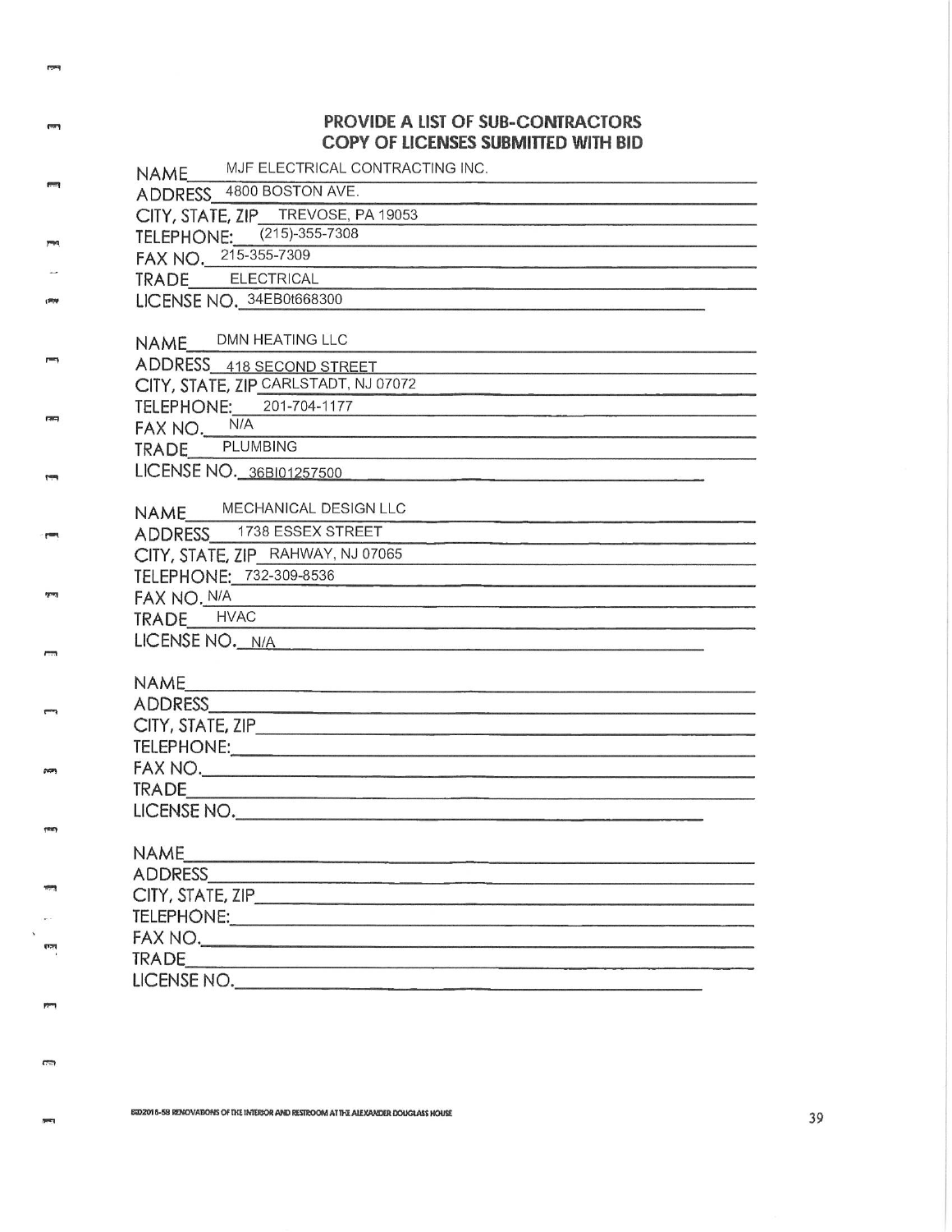## PROVIDE A LIST OF SUB-CONTRACTORS
## COPY OF LICENSES SUBMITTED WITH BID

NAME MJF ELECTRICAL CONTRACTING INC.
ADDRESS 4800 BOSTON AVE.
CITY, STATE, ZIP TREVOSE, PA 19053
TELEPHONE: (215)-355-7308
FAX NO. 215-355-7309
TRADE ELECTRICAL
LICENSE NO. 34EB0t668300

NAME DMN HEATING LLC
ADDRESS 418 SECOND STREET
CITY, STATE, ZIP CARLSTADT, NJ 07072
TELEPHONE: 201-704-1177
FAX NO. N/A
TRADE PLUMBING
LICENSE NO. 36BI01257500

NAME MECHANICAL DESIGN LLC
ADDRESS 1738 ESSEX STREET
CITY, STATE, ZIP RAHWAY, NJ 07065
TELEPHONE: 732-309-8536
FAX NO. N/A
TRADE HVAC
LICENSE NO. N/A

NAME
ADDRESS
CITY, STATE, ZIP
TELEPHONE:
FAX NO.
TRADE
LICENSE NO.

NAME
ADDRESS
CITY, STATE, ZIP
TELEPHONE:
FAX NO.
TRADE
LICENSE NO.

BID2015-58 RENOVATIONS OF THE INTERIOR AND RESTROOM AT THE ALEXANDER DOUGLASS HOUSE